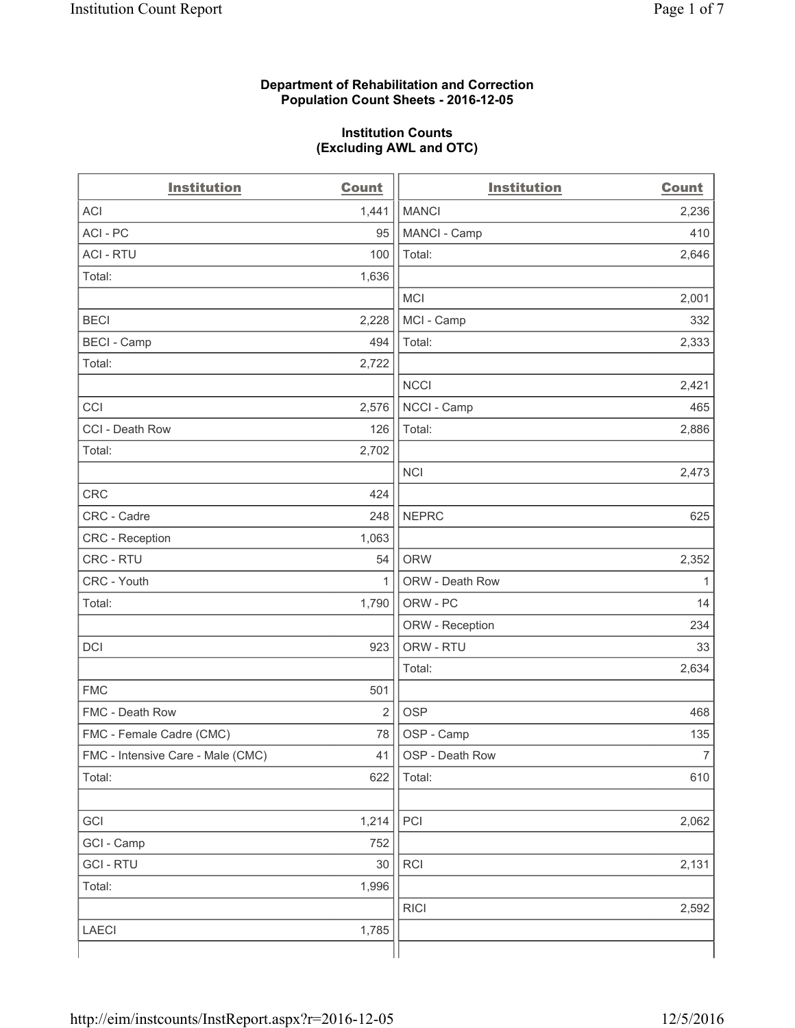**Department of Rehabilitation and Correction**
**Population Count Sheets - 2016-12-05**

**Institution Counts**
**(Excluding AWL and OTC)**

| Institution | Count | Institution | Count |
|---|---|---|---|
| ACI | 1,441 | MANCI | 2,236 |
| ACI - PC | 95 | MANCI - Camp | 410 |
| ACI - RTU | 100 | Total: | 2,646 |
| Total: | 1,636 | | |
| | | MCI | 2,001 |
| BECI | 2,228 | MCI - Camp | 332 |
| BECI - Camp | 494 | Total: | 2,333 |
| Total: | 2,722 | | |
| | | NCCI | 2,421 |
| CCI | 2,576 | NCCI - Camp | 465 |
| CCI - Death Row | 126 | Total: | 2,886 |
| Total: | 2,702 | | |
| | | NCI | 2,473 |
| CRC | 424 | | |
| CRC - Cadre | 248 | NEPRC | 625 |
| CRC - Reception | 1,063 | | |
| CRC - RTU | 54 | ORW | 2,352 |
| CRC - Youth | 1 | ORW - Death Row | 1 |
| Total: | 1,790 | ORW - PC | 14 |
| | | ORW - Reception | 234 |
| DCI | 923 | ORW - RTU | 33 |
| | | Total: | 2,634 |
| FMC | 501 | | |
| FMC - Death Row | 2 | OSP | 468 |
| FMC - Female Cadre (CMC) | 78 | OSP - Camp | 135 |
| FMC - Intensive Care - Male (CMC) | 41 | OSP - Death Row | 7 |
| Total: | 622 | Total: | 610 |
| | | | |
| GCI | 1,214 | PCI | 2,062 |
| GCI - Camp | 752 | | |
| GCI - RTU | 30 | RCI | 2,131 |
| Total: | 1,996 | | |
| | | RICI | 2,592 |
| LAECI | 1,785 | | |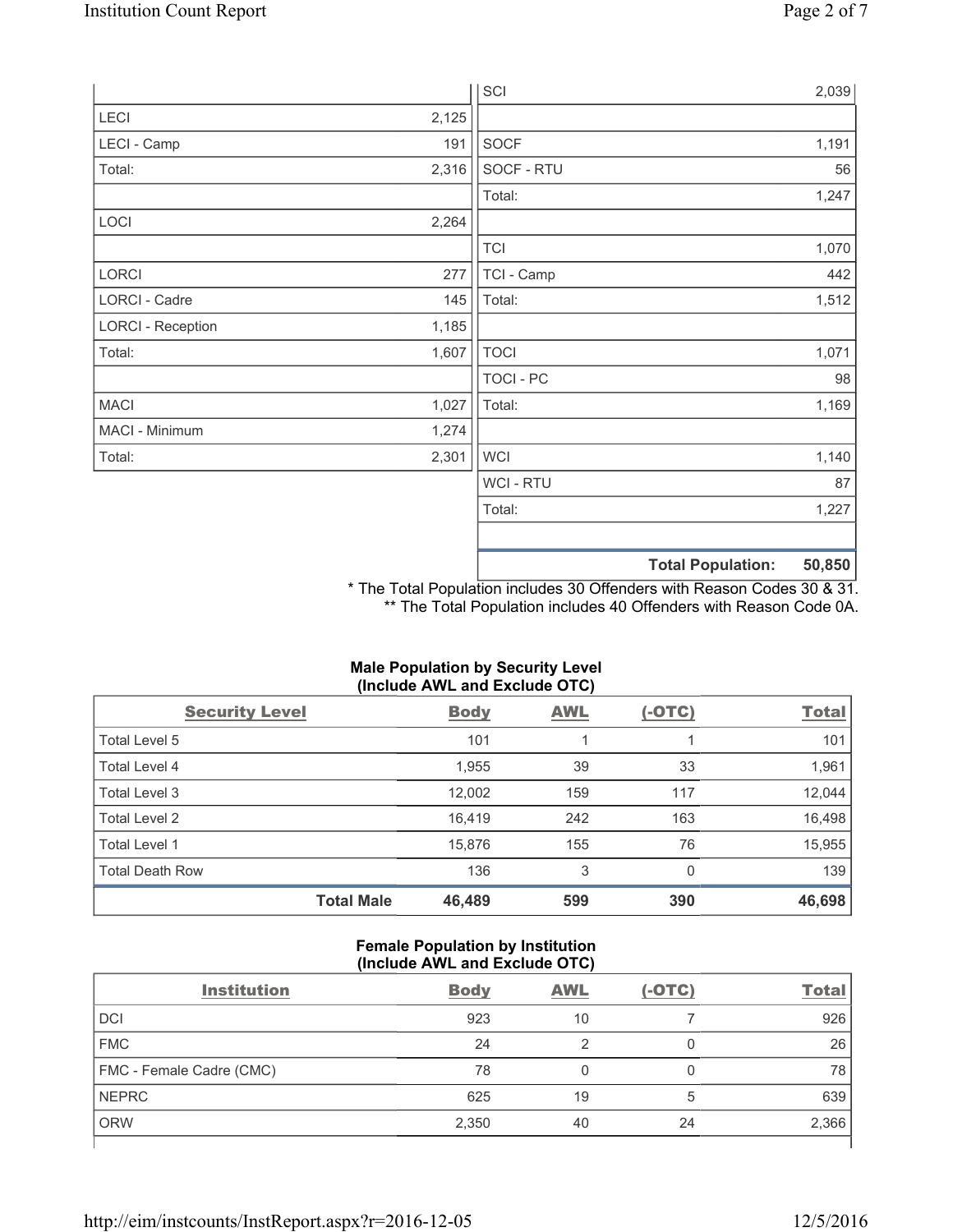| | |
|---|---|
| LECI | 2,125 |
| LECI - Camp | 191 |
| Total: | 2,316 |
| | |
| LOCI | 2,264 |
| | |
| LORCI | 277 |
| LORCI - Cadre | 145 |
| LORCI - Reception | 1,185 |
| Total: | 1,607 |
| | |
| MACI | 1,027 |
| MACI - Minimum | 1,274 |
| Total: | 2,301 |

| | |
|---|---|
| SCI | 2,039 |
| | |
| SOCF | 1,191 |
| SOCF - RTU | 56 |
| Total: | 1,247 |
| | |
| TCI | 1,070 |
| TCI - Camp | 442 |
| Total: | 1,512 |
| | |
| TOCI | 1,071 |
| TOCI - PC | 98 |
| Total: | 1,169 |
| | |
| WCI | 1,140 |
| WCI - RTU | 87 |
| Total: | 1,227 |
| | |
| **Total Population:** | **50,850** |

\* The Total Population includes 30 Offenders with Reason Codes 30 & 31.
\*\* The Total Population includes 40 Offenders with Reason Code 0A.

**Male Population by Security Level (Include AWL and Exclude OTC)**

| Security Level | Body | AWL | (-OTC) | Total |
|---|---|---|---|---|
| Total Level 5 | 101 | 1 | 1 | 101 |
| Total Level 4 | 1,955 | 39 | 33 | 1,961 |
| Total Level 3 | 12,002 | 159 | 117 | 12,044 |
| Total Level 2 | 16,419 | 242 | 163 | 16,498 |
| Total Level 1 | 15,876 | 155 | 76 | 15,955 |
| Total Death Row | 136 | 3 | 0 | 139 |
| **Total Male** | **46,489** | **599** | **390** | **46,698** |

**Female Population by Institution (Include AWL and Exclude OTC)**

| Institution | Body | AWL | (-OTC) | Total |
|---|---|---|---|---|
| DCI | 923 | 10 | 7 | 926 |
| FMC | 24 | 2 | 0 | 26 |
| FMC - Female Cadre (CMC) | 78 | 0 | 0 | 78 |
| NEPRC | 625 | 19 | 5 | 639 |
| ORW | 2,350 | 40 | 24 | 2,366 |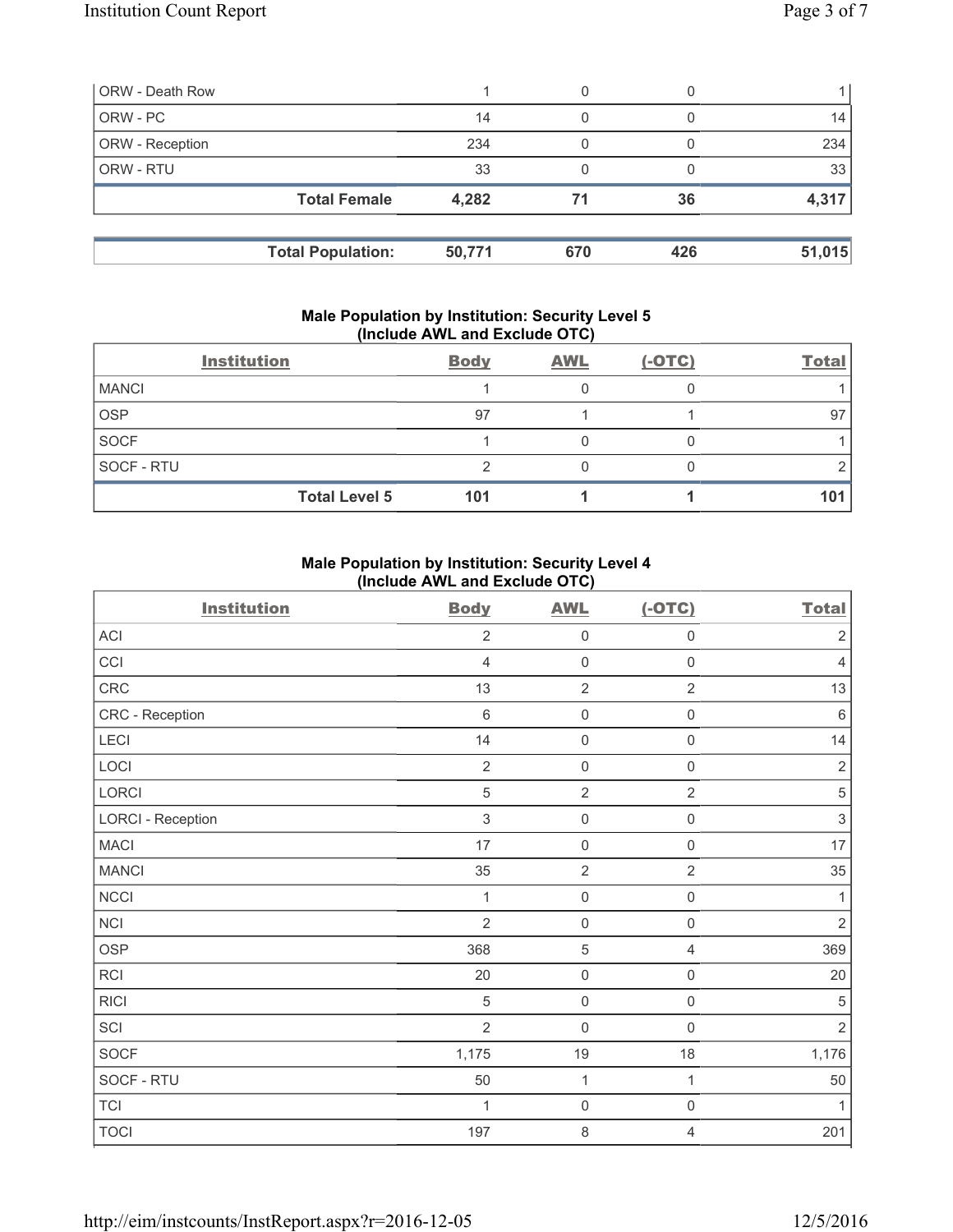| ORW - Death Row | 1 | 0 | 0 | 1 |
|---|---|---|---|---|
| ORW - PC | 14 | 0 | 0 | 14 |
| ORW - Reception | 234 | 0 | 0 | 234 |
| ORW - RTU | 33 | 0 | 0 | 33 |
| **Total Female** | **4,282** | **71** | **36** | **4,317** |

| **Total Population:** | **50,771** | **670** | **426** | **51,015** |
|---|---|---|---|---|

### Male Population by Institution: Security Level 5 (Include AWL and Exclude OTC)

| Institution | Body | AWL | (-OTC) | Total |
|---|---|---|---|---|
| MANCI | 1 | 0 | 0 | 1 |
| OSP | 97 | 1 | 1 | 97 |
| SOCF | 1 | 0 | 0 | 1 |
| SOCF - RTU | 2 | 0 | 0 | 2 |
| **Total Level 5** | **101** | **1** | **1** | **101** |

### Male Population by Institution: Security Level 4 (Include AWL and Exclude OTC)

| Institution | Body | AWL | (-OTC) | Total |
|---|---|---|---|---|
| ACI | 2 | 0 | 0 | 2 |
| CCI | 4 | 0 | 0 | 4 |
| CRC | 13 | 2 | 2 | 13 |
| CRC - Reception | 6 | 0 | 0 | 6 |
| LECI | 14 | 0 | 0 | 14 |
| LOCI | 2 | 0 | 0 | 2 |
| LORCI | 5 | 2 | 2 | 5 |
| LORCI - Reception | 3 | 0 | 0 | 3 |
| MACI | 17 | 0 | 0 | 17 |
| MANCI | 35 | 2 | 2 | 35 |
| NCCI | 1 | 0 | 0 | 1 |
| NCI | 2 | 0 | 0 | 2 |
| OSP | 368 | 5 | 4 | 369 |
| RCI | 20 | 0 | 0 | 20 |
| RICI | 5 | 0 | 0 | 5 |
| SCI | 2 | 0 | 0 | 2 |
| SOCF | 1,175 | 19 | 18 | 1,176 |
| SOCF - RTU | 50 | 1 | 1 | 50 |
| TCI | 1 | 0 | 0 | 1 |
| TOCI | 197 | 8 | 4 | 201 |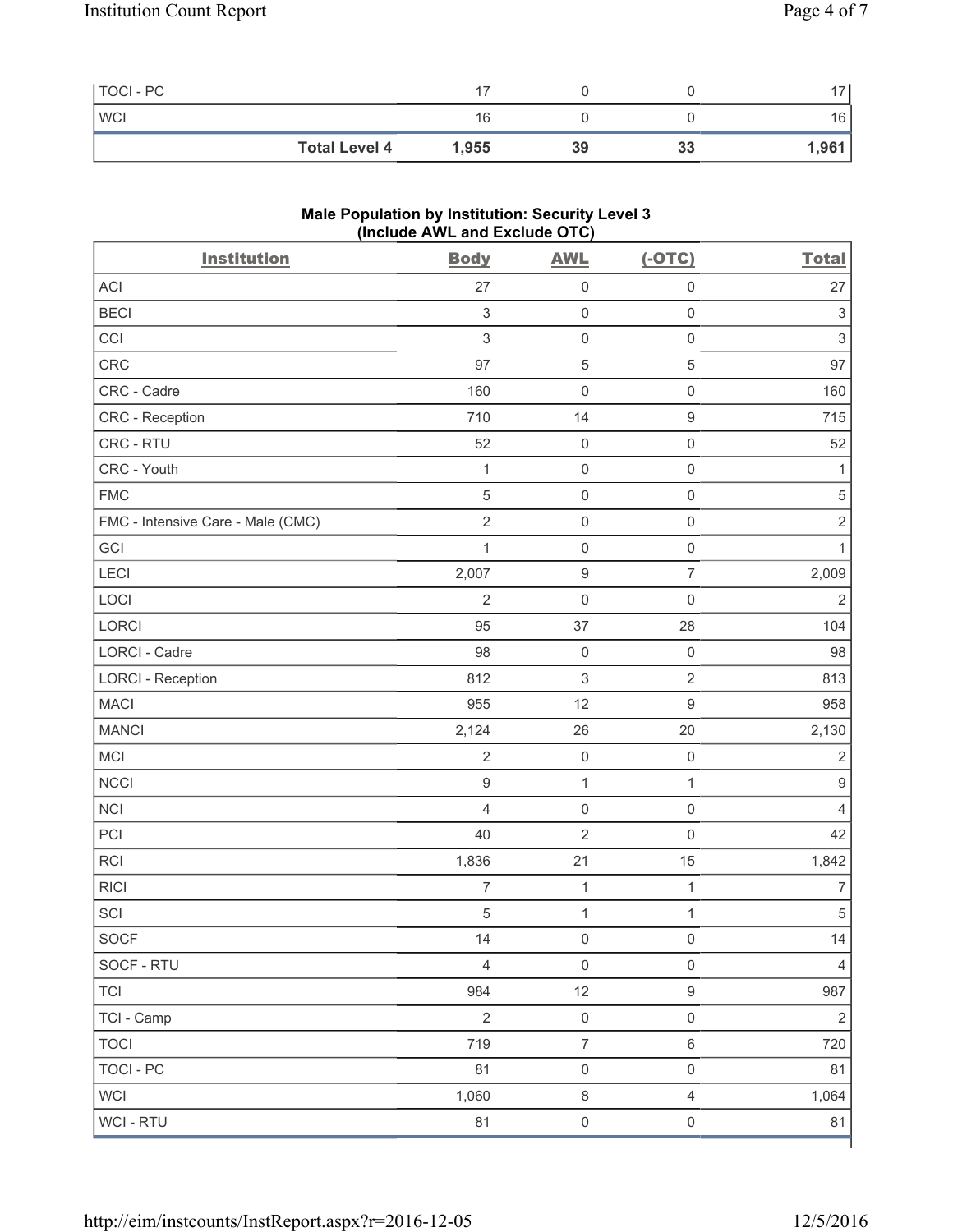| | | | | |
|---|---|---|---|---|
| TOCI - PC | 17 | 0 | 0 | 17 |
| WCI | 16 | 0 | 0 | 16 |
| **Total Level 4** | **1,955** | **39** | **33** | **1,961** |

## Male Population by Institution: Security Level 3 (Include AWL and Exclude OTC)

| Institution | Body | AWL | (-OTC) | Total |
|---|---|---|---|---|
| ACI | 27 | 0 | 0 | 27 |
| BECI | 3 | 0 | 0 | 3 |
| CCI | 3 | 0 | 0 | 3 |
| CRC | 97 | 5 | 5 | 97 |
| CRC - Cadre | 160 | 0 | 0 | 160 |
| CRC - Reception | 710 | 14 | 9 | 715 |
| CRC - RTU | 52 | 0 | 0 | 52 |
| CRC - Youth | 1 | 0 | 0 | 1 |
| FMC | 5 | 0 | 0 | 5 |
| FMC - Intensive Care - Male (CMC) | 2 | 0 | 0 | 2 |
| GCI | 1 | 0 | 0 | 1 |
| LECI | 2,007 | 9 | 7 | 2,009 |
| LOCI | 2 | 0 | 0 | 2 |
| LORCI | 95 | 37 | 28 | 104 |
| LORCI - Cadre | 98 | 0 | 0 | 98 |
| LORCI - Reception | 812 | 3 | 2 | 813 |
| MACI | 955 | 12 | 9 | 958 |
| MANCI | 2,124 | 26 | 20 | 2,130 |
| MCI | 2 | 0 | 0 | 2 |
| NCCI | 9 | 1 | 1 | 9 |
| NCI | 4 | 0 | 0 | 4 |
| PCI | 40 | 2 | 0 | 42 |
| RCI | 1,836 | 21 | 15 | 1,842 |
| RICI | 7 | 1 | 1 | 7 |
| SCI | 5 | 1 | 1 | 5 |
| SOCF | 14 | 0 | 0 | 14 |
| SOCF - RTU | 4 | 0 | 0 | 4 |
| TCI | 984 | 12 | 9 | 987 |
| TCI - Camp | 2 | 0 | 0 | 2 |
| TOCI | 719 | 7 | 6 | 720 |
| TOCI - PC | 81 | 0 | 0 | 81 |
| WCI | 1,060 | 8 | 4 | 1,064 |
| WCI - RTU | 81 | 0 | 0 | 81 |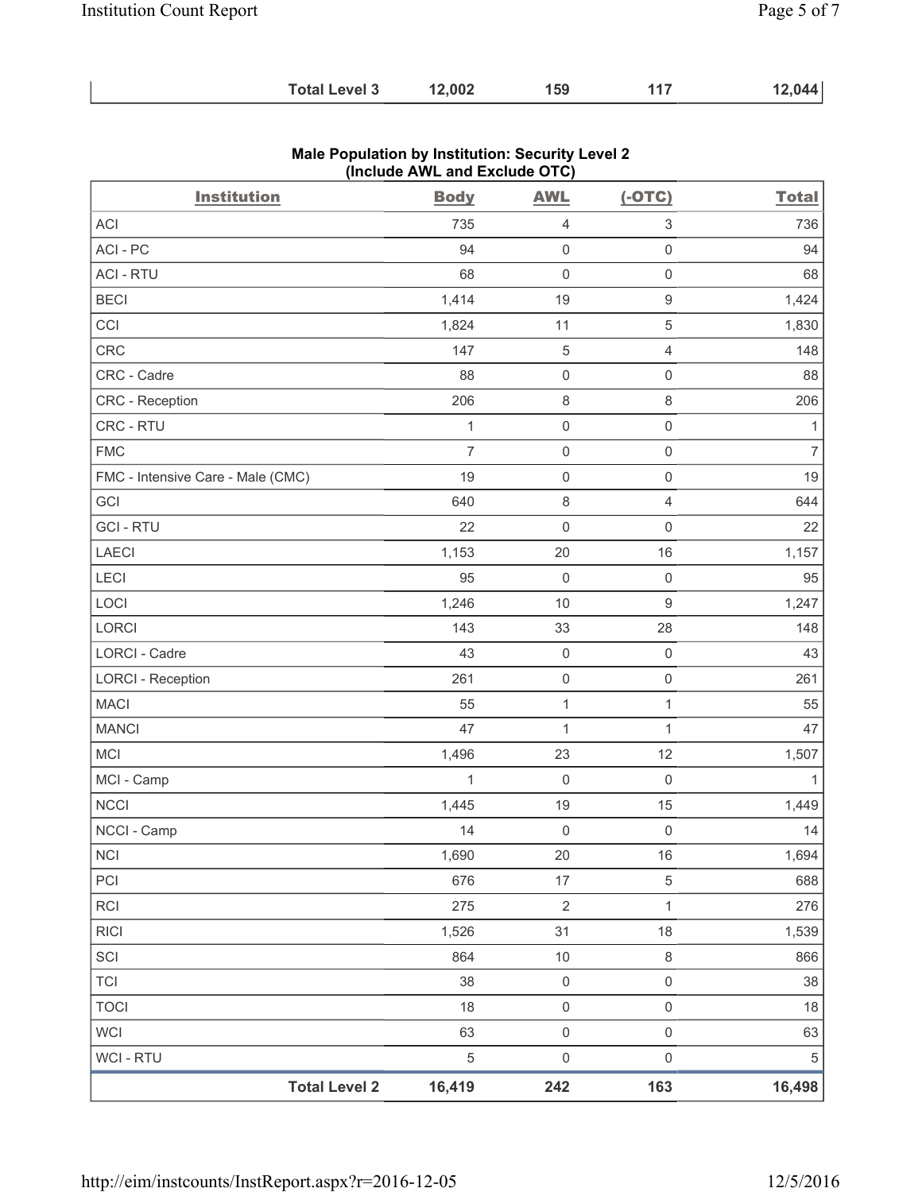| | Total Level 3 | 12,002 | 159 | 117 | 12,044 |
|---|---|---|---|---|---|

## Male Population by Institution: Security Level 2
(Include AWL and Exclude OTC)

| Institution | Body | AWL | (-OTC) | Total |
|---|---|---|---|---|
| ACI | 735 | 4 | 3 | 736 |
| ACI - PC | 94 | 0 | 0 | 94 |
| ACI - RTU | 68 | 0 | 0 | 68 |
| BECI | 1,414 | 19 | 9 | 1,424 |
| CCI | 1,824 | 11 | 5 | 1,830 |
| CRC | 147 | 5 | 4 | 148 |
| CRC - Cadre | 88 | 0 | 0 | 88 |
| CRC - Reception | 206 | 8 | 8 | 206 |
| CRC - RTU | 1 | 0 | 0 | 1 |
| FMC | 7 | 0 | 0 | 7 |
| FMC - Intensive Care - Male (CMC) | 19 | 0 | 0 | 19 |
| GCI | 640 | 8 | 4 | 644 |
| GCI - RTU | 22 | 0 | 0 | 22 |
| LAECI | 1,153 | 20 | 16 | 1,157 |
| LECI | 95 | 0 | 0 | 95 |
| LOCI | 1,246 | 10 | 9 | 1,247 |
| LORCI | 143 | 33 | 28 | 148 |
| LORCI - Cadre | 43 | 0 | 0 | 43 |
| LORCI - Reception | 261 | 0 | 0 | 261 |
| MACI | 55 | 1 | 1 | 55 |
| MANCI | 47 | 1 | 1 | 47 |
| MCI | 1,496 | 23 | 12 | 1,507 |
| MCI - Camp | 1 | 0 | 0 | 1 |
| NCCI | 1,445 | 19 | 15 | 1,449 |
| NCCI - Camp | 14 | 0 | 0 | 14 |
| NCI | 1,690 | 20 | 16 | 1,694 |
| PCI | 676 | 17 | 5 | 688 |
| RCI | 275 | 2 | 1 | 276 |
| RICI | 1,526 | 31 | 18 | 1,539 |
| SCI | 864 | 10 | 8 | 866 |
| TCI | 38 | 0 | 0 | 38 |
| TOCI | 18 | 0 | 0 | 18 |
| WCI | 63 | 0 | 0 | 63 |
| WCI - RTU | 5 | 0 | 0 | 5 |
| **Total Level 2** | **16,419** | **242** | **163** | **16,498** |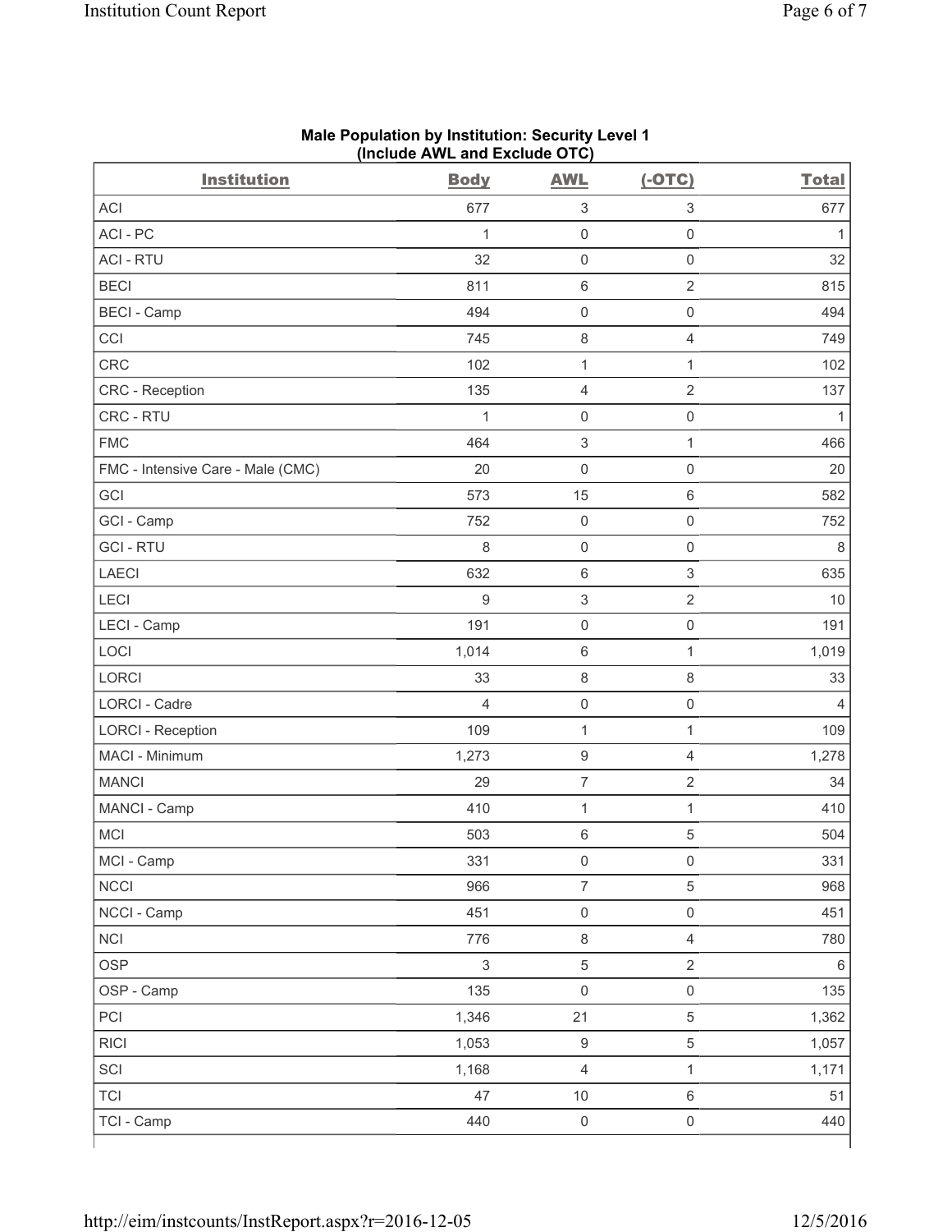**Male Population by Institution: Security Level 1**
**(Include AWL and Exclude OTC)**

| Institution | Body | AWL | (-OTC) | Total |
|---|---|---|---|---|
| ACI | 677 | 3 | 3 | 677 |
| ACI - PC | 1 | 0 | 0 | 1 |
| ACI - RTU | 32 | 0 | 0 | 32 |
| BECI | 811 | 6 | 2 | 815 |
| BECI - Camp | 494 | 0 | 0 | 494 |
| CCI | 745 | 8 | 4 | 749 |
| CRC | 102 | 1 | 1 | 102 |
| CRC - Reception | 135 | 4 | 2 | 137 |
| CRC - RTU | 1 | 0 | 0 | 1 |
| FMC | 464 | 3 | 1 | 466 |
| FMC - Intensive Care - Male (CMC) | 20 | 0 | 0 | 20 |
| GCI | 573 | 15 | 6 | 582 |
| GCI - Camp | 752 | 0 | 0 | 752 |
| GCI - RTU | 8 | 0 | 0 | 8 |
| LAECI | 632 | 6 | 3 | 635 |
| LECI | 9 | 3 | 2 | 10 |
| LECI - Camp | 191 | 0 | 0 | 191 |
| LOCI | 1,014 | 6 | 1 | 1,019 |
| LORCI | 33 | 8 | 8 | 33 |
| LORCI - Cadre | 4 | 0 | 0 | 4 |
| LORCI - Reception | 109 | 1 | 1 | 109 |
| MACI - Minimum | 1,273 | 9 | 4 | 1,278 |
| MANCI | 29 | 7 | 2 | 34 |
| MANCI - Camp | 410 | 1 | 1 | 410 |
| MCI | 503 | 6 | 5 | 504 |
| MCI - Camp | 331 | 0 | 0 | 331 |
| NCCI | 966 | 7 | 5 | 968 |
| NCCI - Camp | 451 | 0 | 0 | 451 |
| NCI | 776 | 8 | 4 | 780 |
| OSP | 3 | 5 | 2 | 6 |
| OSP - Camp | 135 | 0 | 0 | 135 |
| PCI | 1,346 | 21 | 5 | 1,362 |
| RICI | 1,053 | 9 | 5 | 1,057 |
| SCI | 1,168 | 4 | 1 | 1,171 |
| TCI | 47 | 10 | 6 | 51 |
| TCI - Camp | 440 | 0 | 0 | 440 |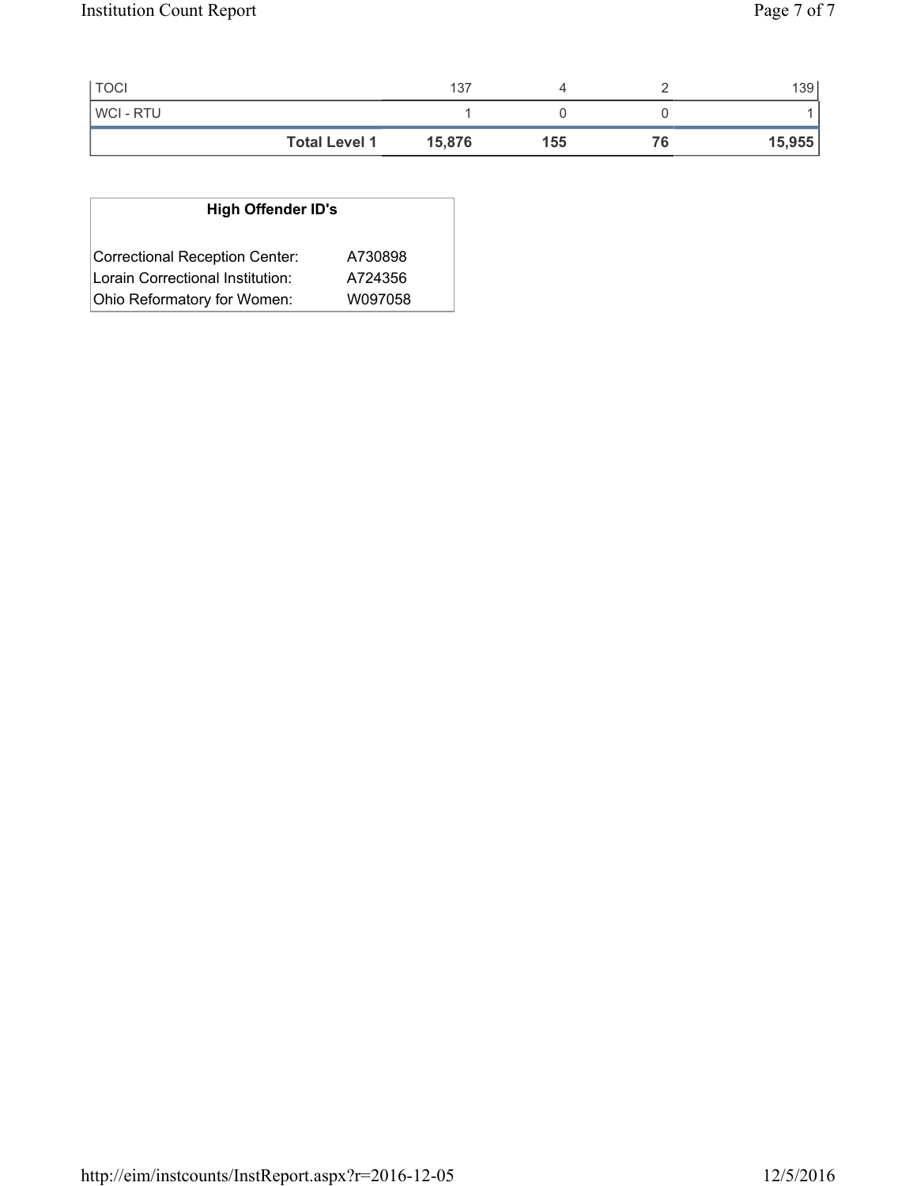| | | | | |
|---|---|---|---|---|
| TOCI | 137 | 4 | 2 | 139 |
| WCI - RTU | 1 | 0 | 0 | 1 |
| **Total Level 1** | **15,876** | **155** | **76** | **15,955** |

| High Offender ID's | |
|---|---|
| Correctional Reception Center: | A730898 |
| Lorain Correctional Institution: | A724356 |
| Ohio Reformatory for Women: | W097058 |